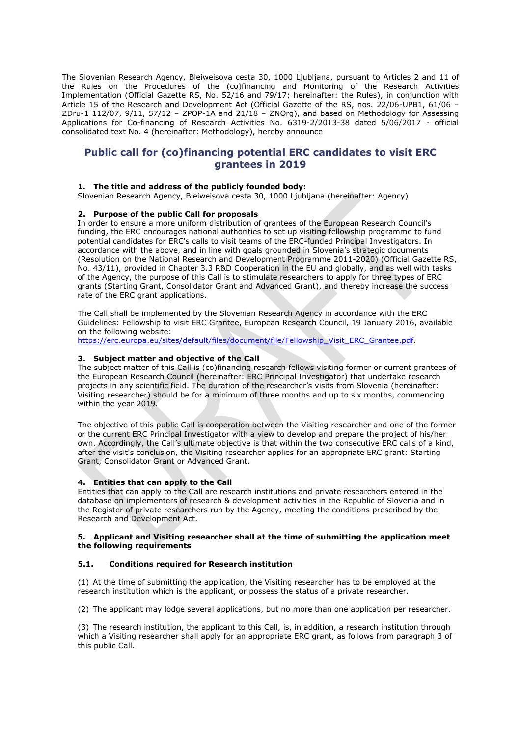The Slovenian Research Agency, Bleiweisova cesta 30, 1000 Ljubljana, pursuant to Articles 2 and 11 of the Rules on the Procedures of the (co)financing and Monitoring of the Research Activities Implementation (Official Gazette RS, No. 52/16 and 79/17; hereinafter: the Rules), in conjunction with Article 15 of the Research and Development Act (Official Gazette of the RS, nos. 22/06-UPB1, 61/06 – ZDru-1 112/07, 9/11, 57/12 – ZPOP-1A and 21/18 – ZNOrg), and based on Methodology for Assessing Applications for Co-financing of Research Activities No. 6319-2/2013-38 dated 5/06/2017 - official consolidated text No. 4 (hereinafter: Methodology), hereby announce

# Public call for (co)financing potential ERC candidates to visit ERC grantees in 2019

## 1. The title and address of the publicly founded body:

Slovenian Research Agency, Bleiweisova cesta 30, 1000 Ljubljana (hereinafter: Agency)

## 2. Purpose of the public Call for proposals

In order to ensure a more uniform distribution of grantees of the European Research Council's funding, the ERC encourages national authorities to set up visiting fellowship programme to fund potential candidates for ERC's calls to visit teams of the ERC-funded Principal Investigators. In accordance with the above, and in line with goals grounded in Slovenia's strategic documents (Resolution on the National Research and Development Programme 2011-2020) (Official Gazette RS, No. 43/11), provided in Chapter 3.3 R&D Cooperation in the EU and globally, and as well with tasks of the Agency, the purpose of this Call is to stimulate researchers to apply for three types of ERC grants (Starting Grant, Consolidator Grant and Advanced Grant), and thereby increase the success rate of the ERC grant applications.

The Call shall be implemented by the Slovenian Research Agency in accordance with the ERC Guidelines: Fellowship to visit ERC Grantee, European Research Council, 19 January 2016, available on the following website:
https://erc.europa.eu/sites/default/files/document/file/Fellowship_Visit_ERC_Grantee.pdf.

## 3. Subject matter and objective of the Call

The subject matter of this Call is (co)financing research fellows visiting former or current grantees of the European Research Council (hereinafter: ERC Principal Investigator) that undertake research projects in any scientific field. The duration of the researcher's visits from Slovenia (hereinafter: Visiting researcher) should be for a minimum of three months and up to six months, commencing within the year 2019.

The objective of this public Call is cooperation between the Visiting researcher and one of the former or the current ERC Principal Investigator with a view to develop and prepare the project of his/her own. Accordingly, the Call's ultimate objective is that within the two consecutive ERC calls of a kind, after the visit's conclusion, the Visiting researcher applies for an appropriate ERC grant: Starting Grant, Consolidator Grant or Advanced Grant.

## 4. Entities that can apply to the Call

Entities that can apply to the Call are research institutions and private researchers entered in the database on implementers of research & development activities in the Republic of Slovenia and in the Register of private researchers run by the Agency, meeting the conditions prescribed by the Research and Development Act.

## 5. Applicant and Visiting researcher shall at the time of submitting the application meet the following requirements

### 5.1. Conditions required for Research institution

(1) At the time of submitting the application, the Visiting researcher has to be employed at the research institution which is the applicant, or possess the status of a private researcher.

(2) The applicant may lodge several applications, but no more than one application per researcher.

(3) The research institution, the applicant to this Call, is, in addition, a research institution through which a Visiting researcher shall apply for an appropriate ERC grant, as follows from paragraph 3 of this public Call.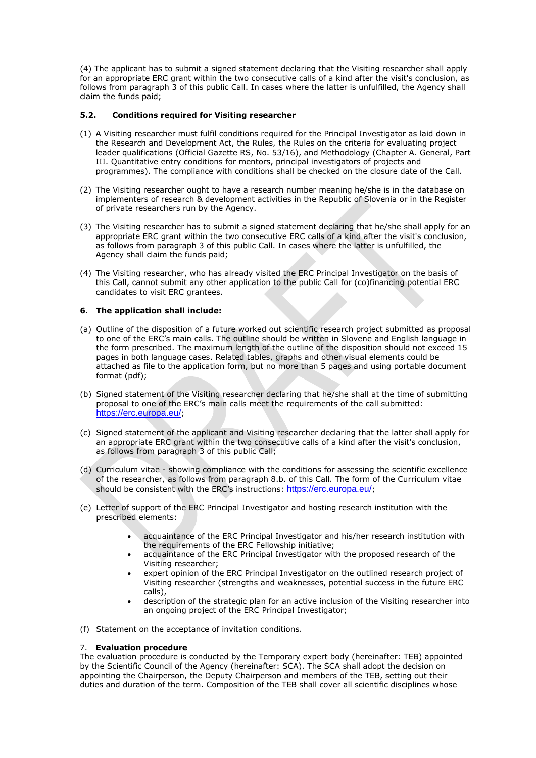(4) The applicant has to submit a signed statement declaring that the Visiting researcher shall apply for an appropriate ERC grant within the two consecutive calls of a kind after the visit's conclusion, as follows from paragraph 3 of this public Call. In cases where the latter is unfulfilled, the Agency shall claim the funds paid;

### 5.2. Conditions required for Visiting researcher

(1) A Visiting researcher must fulfil conditions required for the Principal Investigator as laid down in the Research and Development Act, the Rules, the Rules on the criteria for evaluating project leader qualifications (Official Gazette RS, No. 53/16), and Methodology (Chapter A. General, Part III. Quantitative entry conditions for mentors, principal investigators of projects and programmes). The compliance with conditions shall be checked on the closure date of the Call.

(2) The Visiting researcher ought to have a research number meaning he/she is in the database on implementers of research & development activities in the Republic of Slovenia or in the Register of private researchers run by the Agency.

(3) The Visiting researcher has to submit a signed statement declaring that he/she shall apply for an appropriate ERC grant within the two consecutive ERC calls of a kind after the visit's conclusion, as follows from paragraph 3 of this public Call. In cases where the latter is unfulfilled, the Agency shall claim the funds paid;

(4) The Visiting researcher, who has already visited the ERC Principal Investigator on the basis of this Call, cannot submit any other application to the public Call for (co)financing potential ERC candidates to visit ERC grantees.

### 6. The application shall include:

(a) Outline of the disposition of a future worked out scientific research project submitted as proposal to one of the ERC's main calls. The outline should be written in Slovene and English language in the form prescribed. The maximum length of the outline of the disposition should not exceed 15 pages in both language cases. Related tables, graphs and other visual elements could be attached as file to the application form, but no more than 5 pages and using portable document format (pdf);

(b) Signed statement of the Visiting researcher declaring that he/she shall at the time of submitting proposal to one of the ERC's main calls meet the requirements of the call submitted: https://erc.europa.eu/;

(c) Signed statement of the applicant and Visiting researcher declaring that the latter shall apply for an appropriate ERC grant within the two consecutive calls of a kind after the visit's conclusion, as follows from paragraph 3 of this public Call;

(d) Curriculum vitae - showing compliance with the conditions for assessing the scientific excellence of the researcher, as follows from paragraph 8.b. of this Call. The form of the Curriculum vitae should be consistent with the ERC's instructions: https://erc.europa.eu/;

(e) Letter of support of the ERC Principal Investigator and hosting research institution with the prescribed elements:

- acquaintance of the ERC Principal Investigator and his/her research institution with the requirements of the ERC Fellowship initiative;
- acquaintance of the ERC Principal Investigator with the proposed research of the Visiting researcher;
- expert opinion of the ERC Principal Investigator on the outlined research project of Visiting researcher (strengths and weaknesses, potential success in the future ERC calls),
- description of the strategic plan for an active inclusion of the Visiting researcher into an ongoing project of the ERC Principal Investigator;

(f) Statement on the acceptance of invitation conditions.

### 7. Evaluation procedure

The evaluation procedure is conducted by the Temporary expert body (hereinafter: TEB) appointed by the Scientific Council of the Agency (hereinafter: SCA). The SCA shall adopt the decision on appointing the Chairperson, the Deputy Chairperson and members of the TEB, setting out their duties and duration of the term. Composition of the TEB shall cover all scientific disciplines whose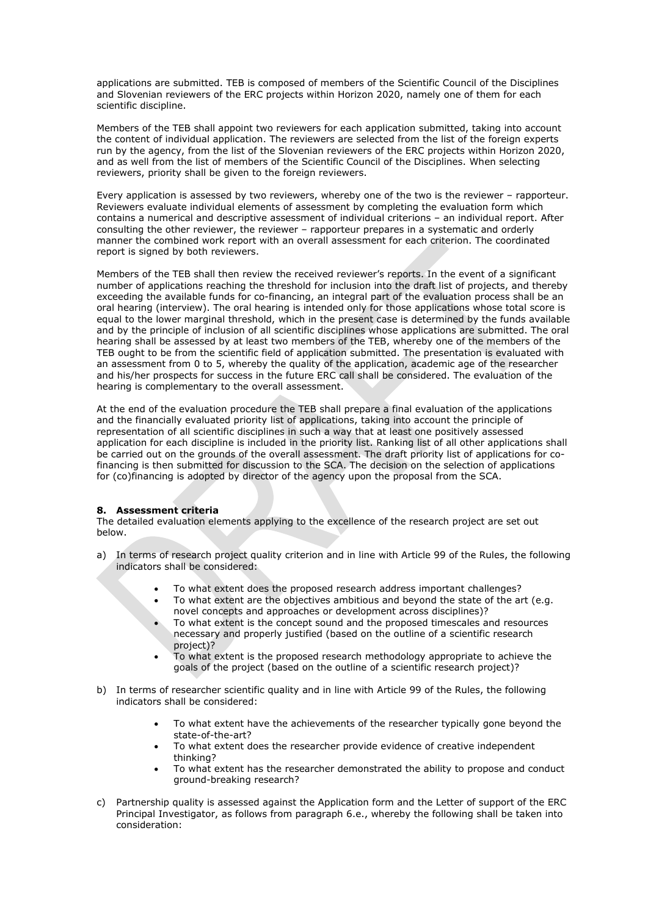applications are submitted. TEB is composed of members of the Scientific Council of the Disciplines and Slovenian reviewers of the ERC projects within Horizon 2020, namely one of them for each scientific discipline.

Members of the TEB shall appoint two reviewers for each application submitted, taking into account the content of individual application. The reviewers are selected from the list of the foreign experts run by the agency, from the list of the Slovenian reviewers of the ERC projects within Horizon 2020, and as well from the list of members of the Scientific Council of the Disciplines. When selecting reviewers, priority shall be given to the foreign reviewers.

Every application is assessed by two reviewers, whereby one of the two is the reviewer – rapporteur. Reviewers evaluate individual elements of assessment by completing the evaluation form which contains a numerical and descriptive assessment of individual criterions – an individual report. After consulting the other reviewer, the reviewer – rapporteur prepares in a systematic and orderly manner the combined work report with an overall assessment for each criterion. The coordinated report is signed by both reviewers.

Members of the TEB shall then review the received reviewer's reports. In the event of a significant number of applications reaching the threshold for inclusion into the draft list of projects, and thereby exceeding the available funds for co-financing, an integral part of the evaluation process shall be an oral hearing (interview). The oral hearing is intended only for those applications whose total score is equal to the lower marginal threshold, which in the present case is determined by the funds available and by the principle of inclusion of all scientific disciplines whose applications are submitted. The oral hearing shall be assessed by at least two members of the TEB, whereby one of the members of the TEB ought to be from the scientific field of application submitted. The presentation is evaluated with an assessment from 0 to 5, whereby the quality of the application, academic age of the researcher and his/her prospects for success in the future ERC call shall be considered. The evaluation of the hearing is complementary to the overall assessment.

At the end of the evaluation procedure the TEB shall prepare a final evaluation of the applications and the financially evaluated priority list of applications, taking into account the principle of representation of all scientific disciplines in such a way that at least one positively assessed application for each discipline is included in the priority list. Ranking list of all other applications shall be carried out on the grounds of the overall assessment. The draft priority list of applications for co-financing is then submitted for discussion to the SCA. The decision on the selection of applications for (co)financing is adopted by director of the agency upon the proposal from the SCA.

## 8. Assessment criteria

The detailed evaluation elements applying to the excellence of the research project are set out below.

a) In terms of research project quality criterion and in line with Article 99 of the Rules, the following indicators shall be considered:

- To what extent does the proposed research address important challenges?
- To what extent are the objectives ambitious and beyond the state of the art (e.g. novel concepts and approaches or development across disciplines)?
- To what extent is the concept sound and the proposed timescales and resources necessary and properly justified (based on the outline of a scientific research project)?
- To what extent is the proposed research methodology appropriate to achieve the goals of the project (based on the outline of a scientific research project)?

b) In terms of researcher scientific quality and in line with Article 99 of the Rules, the following indicators shall be considered:

- To what extent have the achievements of the researcher typically gone beyond the state-of-the-art?
- To what extent does the researcher provide evidence of creative independent thinking?
- To what extent has the researcher demonstrated the ability to propose and conduct ground-breaking research?

c) Partnership quality is assessed against the Application form and the Letter of support of the ERC Principal Investigator, as follows from paragraph 6.e., whereby the following shall be taken into consideration: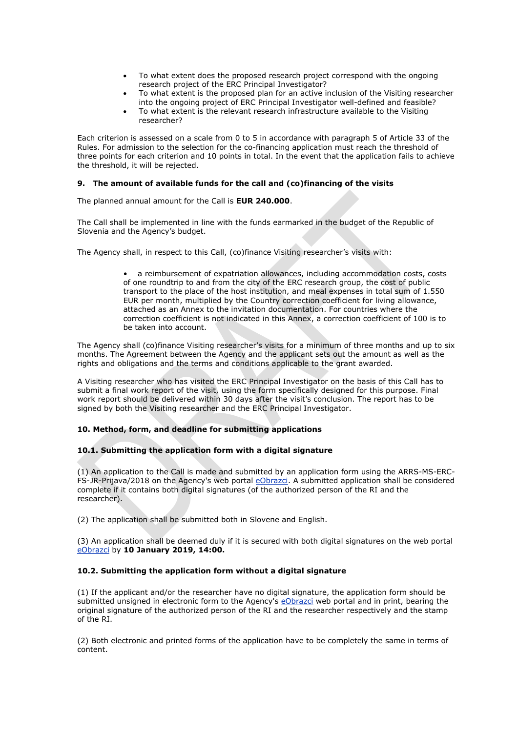- To what extent does the proposed research project correspond with the ongoing research project of the ERC Principal Investigator?
- To what extent is the proposed plan for an active inclusion of the Visiting researcher into the ongoing project of ERC Principal Investigator well-defined and feasible?
- To what extent is the relevant research infrastructure available to the Visiting researcher?

Each criterion is assessed on a scale from 0 to 5 in accordance with paragraph 5 of Article 33 of the Rules. For admission to the selection for the co-financing application must reach the threshold of three points for each criterion and 10 points in total. In the event that the application fails to achieve the threshold, it will be rejected.

#### 9. The amount of available funds for the call and (co)financing of the visits

The planned annual amount for the Call is **EUR 240.000**.

The Call shall be implemented in line with the funds earmarked in the budget of the Republic of Slovenia and the Agency's budget.

The Agency shall, in respect to this Call, (co)finance Visiting researcher's visits with:

- a reimbursement of expatriation allowances, including accommodation costs, costs of one roundtrip to and from the city of the ERC research group, the cost of public transport to the place of the host institution, and meal expenses in total sum of 1.550 EUR per month, multiplied by the Country correction coefficient for living allowance, attached as an Annex to the invitation documentation. For countries where the correction coefficient is not indicated in this Annex, a correction coefficient of 100 is to be taken into account.

The Agency shall (co)finance Visiting researcher's visits for a minimum of three months and up to six months. The Agreement between the Agency and the applicant sets out the amount as well as the rights and obligations and the terms and conditions applicable to the grant awarded.

A Visiting researcher who has visited the ERC Principal Investigator on the basis of this Call has to submit a final work report of the visit, using the form specifically designed for this purpose. Final work report should be delivered within 30 days after the visit's conclusion. The report has to be signed by both the Visiting researcher and the ERC Principal Investigator.

#### 10. Method, form, and deadline for submitting applications

##### 10.1. Submitting the application form with a digital signature

(1) An application to the Call is made and submitted by an application form using the ARRS-MS-ERC-FS-JR-Prijava/2018 on the Agency's web portal eObrazci. A submitted application shall be considered complete if it contains both digital signatures (of the authorized person of the RI and the researcher).

(2) The application shall be submitted both in Slovene and English.

(3) An application shall be deemed duly if it is secured with both digital signatures on the web portal eObrazci by **10 January 2019, 14:00.**

##### 10.2. Submitting the application form without a digital signature

(1) If the applicant and/or the researcher have no digital signature, the application form should be submitted unsigned in electronic form to the Agency's eObrazci web portal and in print, bearing the original signature of the authorized person of the RI and the researcher respectively and the stamp of the RI.

(2) Both electronic and printed forms of the application have to be completely the same in terms of content.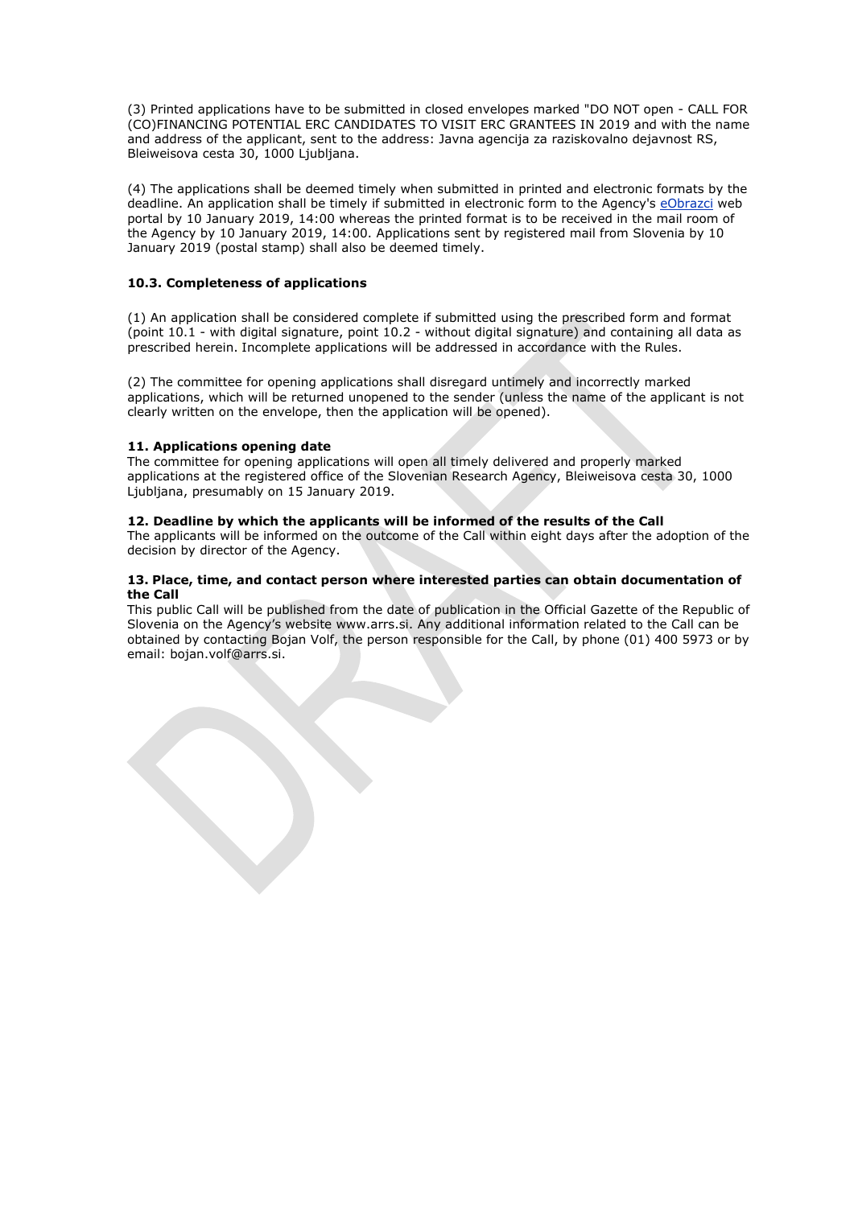(3) Printed applications have to be submitted in closed envelopes marked "DO NOT open - CALL FOR (CO)FINANCING POTENTIAL ERC CANDIDATES TO VISIT ERC GRANTEES IN 2019 and with the name and address of the applicant, sent to the address: Javna agencija za raziskovalno dejavnost RS, Bleiweisova cesta 30, 1000 Ljubljana.

(4) The applications shall be deemed timely when submitted in printed and electronic formats by the deadline. An application shall be timely if submitted in electronic form to the Agency's eObrazci web portal by 10 January 2019, 14:00 whereas the printed format is to be received in the mail room of the Agency by 10 January 2019, 14:00. Applications sent by registered mail from Slovenia by 10 January 2019 (postal stamp) shall also be deemed timely.

### 10.3. Completeness of applications

(1) An application shall be considered complete if submitted using the prescribed form and format (point 10.1 - with digital signature, point 10.2 - without digital signature) and containing all data as prescribed herein. Incomplete applications will be addressed in accordance with the Rules.

(2) The committee for opening applications shall disregard untimely and incorrectly marked applications, which will be returned unopened to the sender (unless the name of the applicant is not clearly written on the envelope, then the application will be opened).

### 11. Applications opening date

The committee for opening applications will open all timely delivered and properly marked applications at the registered office of the Slovenian Research Agency, Bleiweisova cesta 30, 1000 Ljubljana, presumably on 15 January 2019.

### 12. Deadline by which the applicants will be informed of the results of the Call

The applicants will be informed on the outcome of the Call within eight days after the adoption of the decision by director of the Agency.

### 13. Place, time, and contact person where interested parties can obtain documentation of the Call

This public Call will be published from the date of publication in the Official Gazette of the Republic of Slovenia on the Agency's website www.arrs.si. Any additional information related to the Call can be obtained by contacting Bojan Volf, the person responsible for the Call, by phone (01) 400 5973 or by email: bojan.volf@arrs.si.